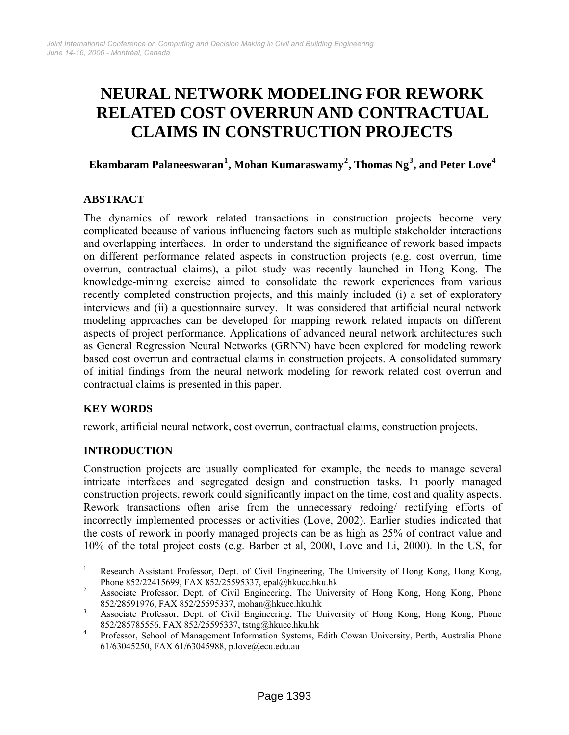# NEURAL NETWORK MODELING FOR REWORK RELATED COST OVERRUN AND CONTRACTUAL CLAIMS IN CONSTRUCTION PROJECTS

**Ekambaram Palaneeswaran[1], Mohan Kumaraswamy[2], Thomas Ng[3], and Peter Love[4]**

## ABSTRACT

The dynamics of rework related transactions in construction projects become very complicated because of various influencing factors such as multiple stakeholder interactions and overlapping interfaces. In order to understand the significance of rework based impacts on different performance related aspects in construction projects (e.g. cost overrun, time overrun, contractual claims), a pilot study was recently launched in Hong Kong. The knowledge-mining exercise aimed to consolidate the rework experiences from various recently completed construction projects, and this mainly included (i) a set of exploratory interviews and (ii) a questionnaire survey. It was considered that artificial neural network modeling approaches can be developed for mapping rework related impacts on different aspects of project performance. Applications of advanced neural network architectures such as General Regression Neural Networks (GRNN) have been explored for modeling rework based cost overrun and contractual claims in construction projects. A consolidated summary of initial findings from the neural network modeling for rework related cost overrun and contractual claims is presented in this paper.

## KEY WORDS

rework, artificial neural network, cost overrun, contractual claims, construction projects.

## INTRODUCTION

Construction projects are usually complicated for example, the needs to manage several intricate interfaces and segregated design and construction tasks. In poorly managed construction projects, rework could significantly impact on the time, cost and quality aspects. Rework transactions often arise from the unnecessary redoing/ rectifying efforts of incorrectly implemented processes or activities (Love, 2002). Earlier studies indicated that the costs of rework in poorly managed projects can be as high as 25% of contract value and 10% of the total project costs (e.g. Barber et al, 2000, Love and Li, 2000). In the US, for

---

[1] Research Assistant Professor, Dept. of Civil Engineering, The University of Hong Kong, Hong Kong, Phone 852/22415699, FAX 852/25595337, epal@hkucc.hku.hk

[2] Associate Professor, Dept. of Civil Engineering, The University of Hong Kong, Hong Kong, Phone 852/28591976, FAX 852/25595337, mohan@hkucc.hku.hk

[3] Associate Professor, Dept. of Civil Engineering, The University of Hong Kong, Hong Kong, Phone 852/285785556, FAX 852/25595337, tstng@hkucc.hku.hk

[4] Professor, School of Management Information Systems, Edith Cowan University, Perth, Australia Phone 61/63045250, FAX 61/63045988, p.love@ecu.edu.au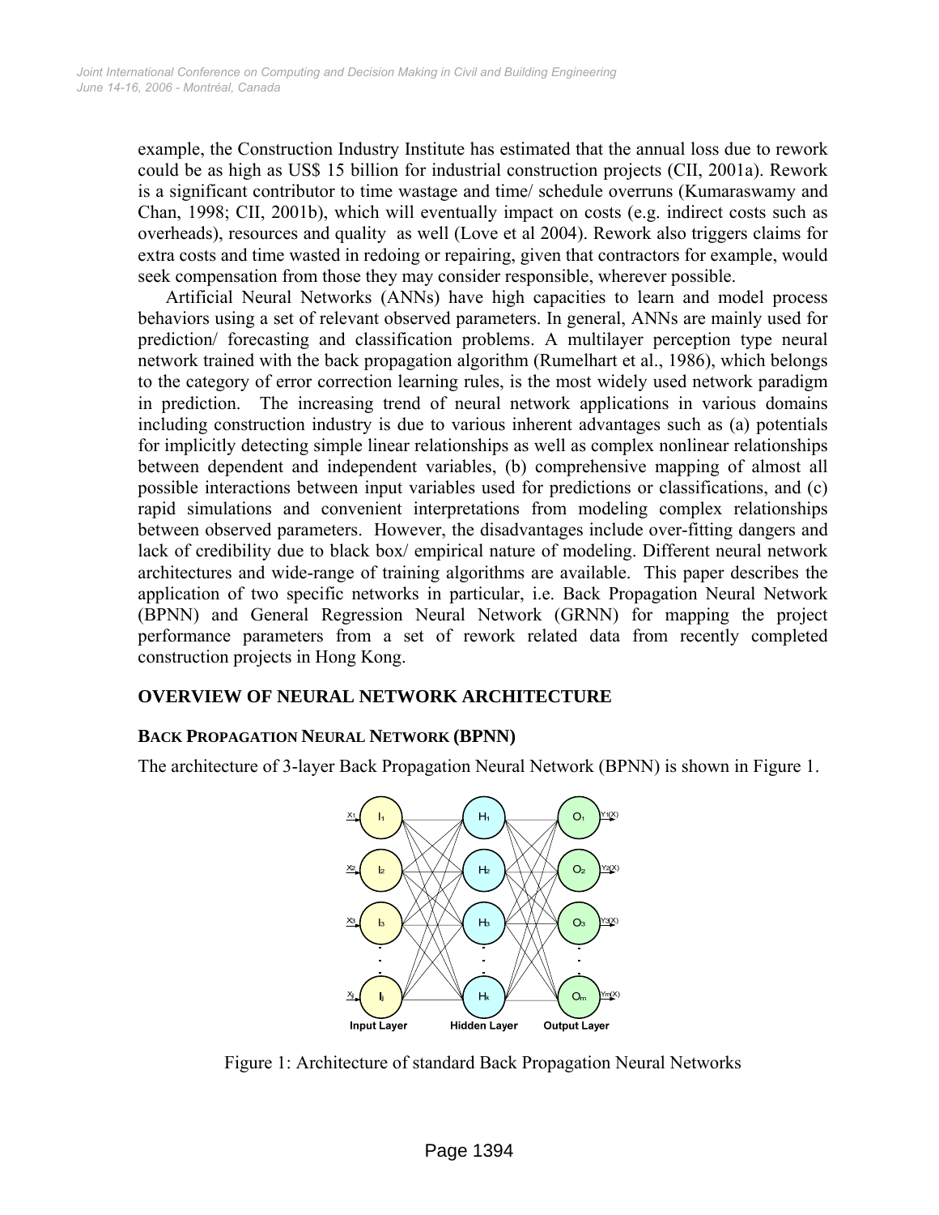example, the Construction Industry Institute has estimated that the annual loss due to rework could be as high as US$ 15 billion for industrial construction projects (CII, 2001a). Rework is a significant contributor to time wastage and time/ schedule overruns (Kumaraswamy and Chan, 1998; CII, 2001b), which will eventually impact on costs (e.g. indirect costs such as overheads), resources and quality as well (Love et al 2004). Rework also triggers claims for extra costs and time wasted in redoing or repairing, given that contractors for example, would seek compensation from those they may consider responsible, wherever possible.

Artificial Neural Networks (ANNs) have high capacities to learn and model process behaviors using a set of relevant observed parameters. In general, ANNs are mainly used for prediction/ forecasting and classification problems. A multilayer perception type neural network trained with the back propagation algorithm (Rumelhart et al., 1986), which belongs to the category of error correction learning rules, is the most widely used network paradigm in prediction. The increasing trend of neural network applications in various domains including construction industry is due to various inherent advantages such as (a) potentials for implicitly detecting simple linear relationships as well as complex nonlinear relationships between dependent and independent variables, (b) comprehensive mapping of almost all possible interactions between input variables used for predictions or classifications, and (c) rapid simulations and convenient interpretations from modeling complex relationships between observed parameters. However, the disadvantages include over-fitting dangers and lack of credibility due to black box/ empirical nature of modeling. Different neural network architectures and wide-range of training algorithms are available. This paper describes the application of two specific networks in particular, i.e. Back Propagation Neural Network (BPNN) and General Regression Neural Network (GRNN) for mapping the project performance parameters from a set of rework related data from recently completed construction projects in Hong Kong.

## OVERVIEW OF NEURAL NETWORK ARCHITECTURE

### BACK PROPAGATION NEURAL NETWORK (BPNN)

The architecture of 3-layer Back Propagation Neural Network (BPNN) is shown in Figure 1.

Figure 1: Architecture of standard Back Propagation Neural Networks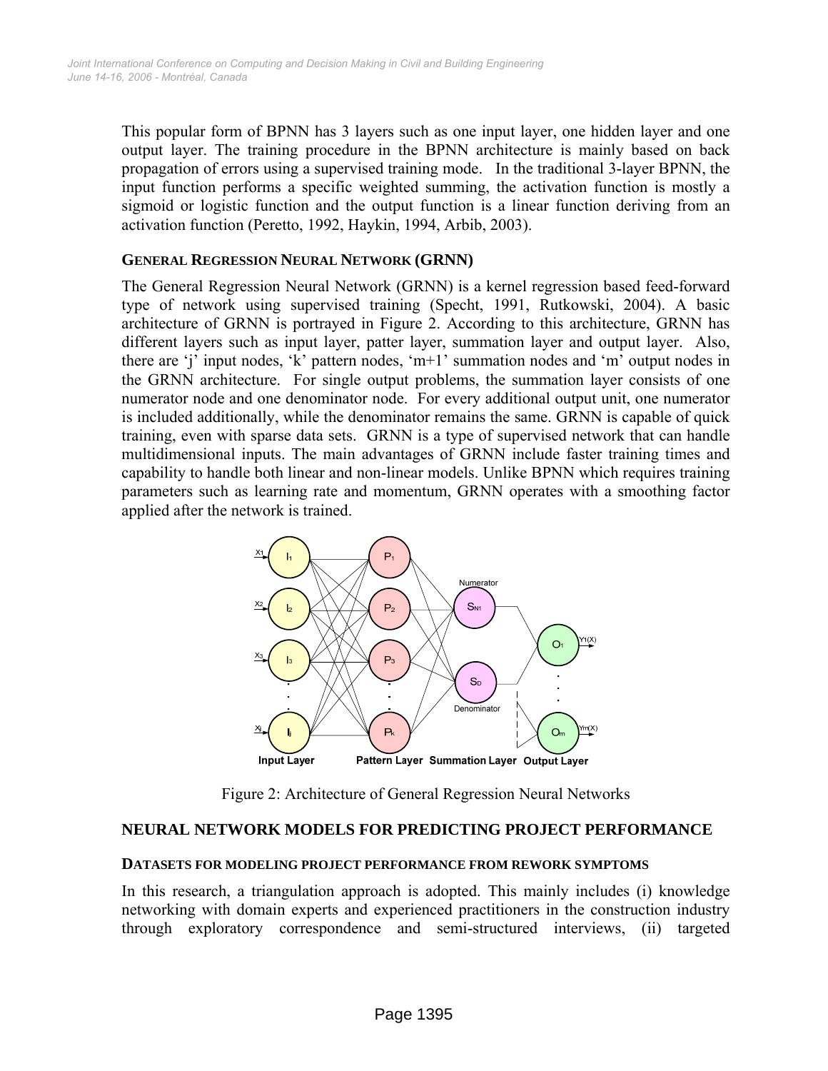This popular form of BPNN has 3 layers such as one input layer, one hidden layer and one output layer. The training procedure in the BPNN architecture is mainly based on back propagation of errors using a supervised training mode. In the traditional 3-layer BPNN, the input function performs a specific weighted summing, the activation function is mostly a sigmoid or logistic function and the output function is a linear function deriving from an activation function (Peretto, 1992, Haykin, 1994, Arbib, 2003).

### GENERAL REGRESSION NEURAL NETWORK (GRNN)

The General Regression Neural Network (GRNN) is a kernel regression based feed-forward type of network using supervised training (Specht, 1991, Rutkowski, 2004). A basic architecture of GRNN is portrayed in Figure 2. According to this architecture, GRNN has different layers such as input layer, patter layer, summation layer and output layer. Also, there are 'j' input nodes, 'k' pattern nodes, 'm+1' summation nodes and 'm' output nodes in the GRNN architecture. For single output problems, the summation layer consists of one numerator node and one denominator node. For every additional output unit, one numerator is included additionally, while the denominator remains the same. GRNN is capable of quick training, even with sparse data sets. GRNN is a type of supervised network that can handle multidimensional inputs. The main advantages of GRNN include faster training times and capability to handle both linear and non-linear models. Unlike BPNN which requires training parameters such as learning rate and momentum, GRNN operates with a smoothing factor applied after the network is trained.

Figure 2: Architecture of General Regression Neural Networks

## NEURAL NETWORK MODELS FOR PREDICTING PROJECT PERFORMANCE

### DATASETS FOR MODELING PROJECT PERFORMANCE FROM REWORK SYMPTOMS

In this research, a triangulation approach is adopted. This mainly includes (i) knowledge networking with domain experts and experienced practitioners in the construction industry through exploratory correspondence and semi-structured interviews, (ii) targeted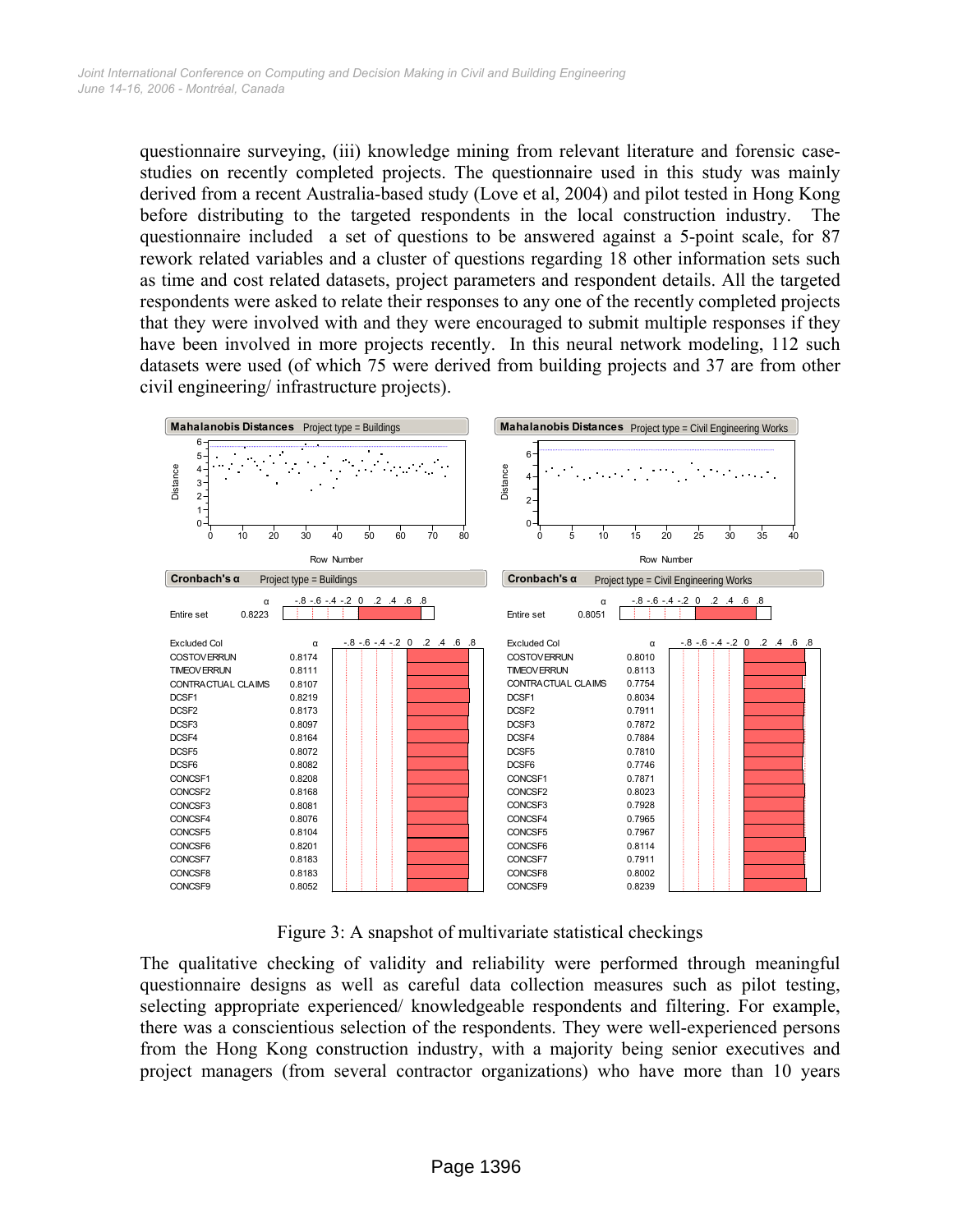questionnaire surveying, (iii) knowledge mining from relevant literature and forensic case-studies on recently completed projects. The questionnaire used in this study was mainly derived from a recent Australia-based study (Love et al, 2004) and pilot tested in Hong Kong before distributing to the targeted respondents in the local construction industry. The questionnaire included a set of questions to be answered against a 5-point scale, for 87 rework related variables and a cluster of questions regarding 18 other information sets such as time and cost related datasets, project parameters and respondent details. All the targeted respondents were asked to relate their responses to any one of the recently completed projects that they were involved with and they were encouraged to submit multiple responses if they have been involved in more projects recently. In this neural network modeling, 112 such datasets were used (of which 75 were derived from building projects and 37 are from other civil engineering/ infrastructure projects).

**Mahalanobis Distances** Project type = Buildings | **Mahalanobis Distances** Project type = Civil Engineering Works

**Cronbach's α** Project type = Buildings | **Cronbach's α** Project type = Civil Engineering Works

| | Buildings α | Civil Engineering Works α |
|---|---|---|
| Entire set | 0.8223 | 0.8051 |

| Excluded Col | Buildings α | Civil Engineering Works α |
|---|---|---|
| COSTOVERRUN | 0.8174 | 0.8010 |
| TIMEOVERRUN | 0.8111 | 0.8113 |
| CONTRACTUAL CLAIMS | 0.8107 | 0.7754 |
| DCSF1 | 0.8219 | 0.8034 |
| DCSF2 | 0.8173 | 0.7911 |
| DCSF3 | 0.8097 | 0.7872 |
| DCSF4 | 0.8164 | 0.7884 |
| DCSF5 | 0.8072 | 0.7810 |
| DCSF6 | 0.8082 | 0.7746 |
| CONCSF1 | 0.8208 | 0.7871 |
| CONCSF2 | 0.8168 | 0.8023 |
| CONCSF3 | 0.8081 | 0.7928 |
| CONCSF4 | 0.8076 | 0.7965 |
| CONCSF5 | 0.8104 | 0.7967 |
| CONCSF6 | 0.8201 | 0.8114 |
| CONCSF7 | 0.8183 | 0.7911 |
| CONCSF8 | 0.8183 | 0.8002 |
| CONCSF9 | 0.8052 | 0.8239 |

Figure 3: A snapshot of multivariate statistical checkings

The qualitative checking of validity and reliability were performed through meaningful questionnaire designs as well as careful data collection measures such as pilot testing, selecting appropriate experienced/ knowledgeable respondents and filtering. For example, there was a conscientious selection of the respondents. They were well-experienced persons from the Hong Kong construction industry, with a majority being senior executives and project managers (from several contractor organizations) who have more than 10 years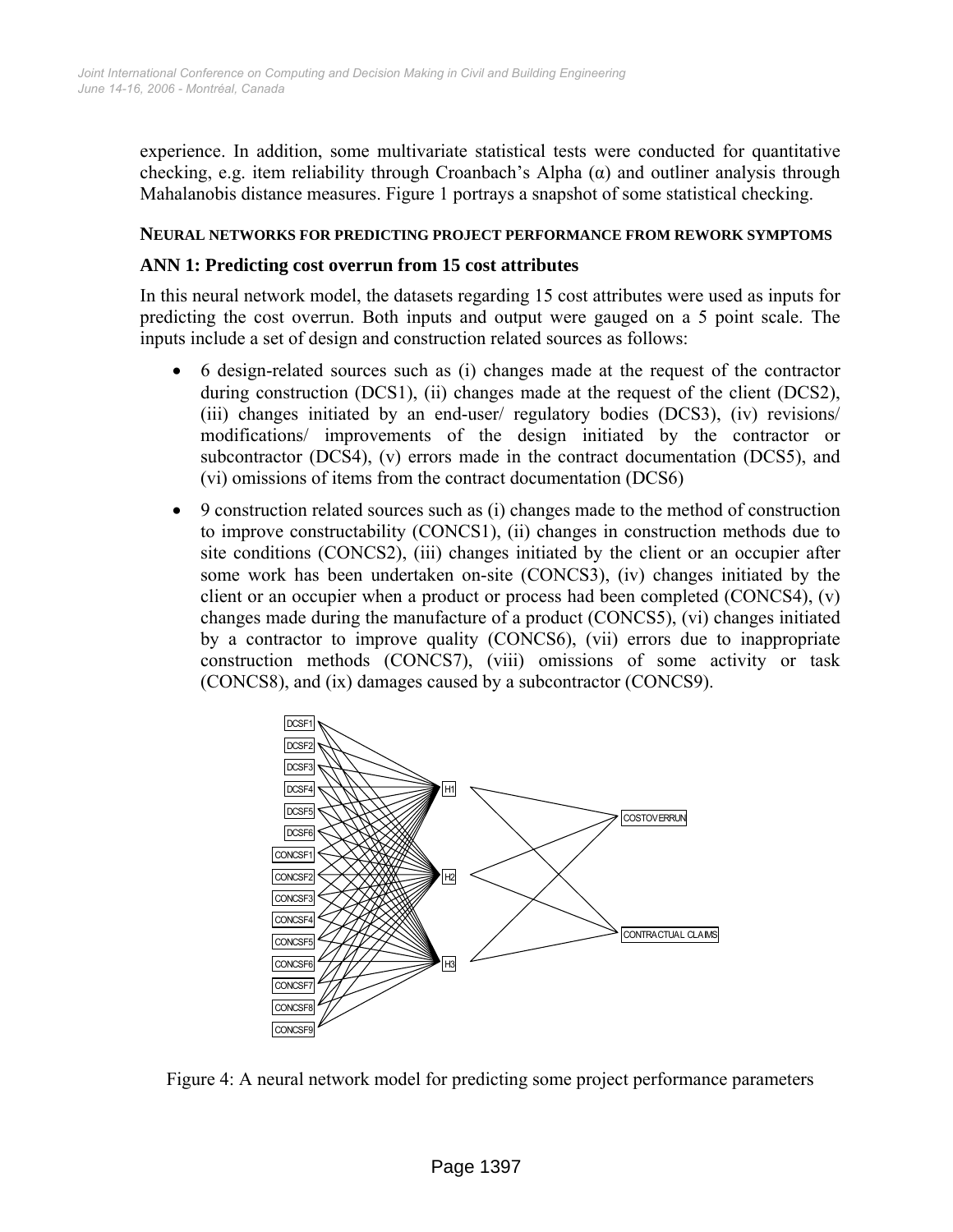experience. In addition, some multivariate statistical tests were conducted for quantitative checking, e.g. item reliability through Croanbach's Alpha (α) and outliner analysis through Mahalanobis distance measures. Figure 1 portrays a snapshot of some statistical checking.

#### NEURAL NETWORKS FOR PREDICTING PROJECT PERFORMANCE FROM REWORK SYMPTOMS

### ANN 1: Predicting cost overrun from 15 cost attributes

In this neural network model, the datasets regarding 15 cost attributes were used as inputs for predicting the cost overrun. Both inputs and output were gauged on a 5 point scale. The inputs include a set of design and construction related sources as follows:

- 6 design-related sources such as (i) changes made at the request of the contractor during construction (DCS1), (ii) changes made at the request of the client (DCS2), (iii) changes initiated by an end-user/ regulatory bodies (DCS3), (iv) revisions/ modifications/ improvements of the design initiated by the contractor or subcontractor (DCS4), (v) errors made in the contract documentation (DCS5), and (vi) omissions of items from the contract documentation (DCS6)
- 9 construction related sources such as (i) changes made to the method of construction to improve constructability (CONCS1), (ii) changes in construction methods due to site conditions (CONCS2), (iii) changes initiated by the client or an occupier after some work has been undertaken on-site (CONCS3), (iv) changes initiated by the client or an occupier when a product or process had been completed (CONCS4), (v) changes made during the manufacture of a product (CONCS5), (vi) changes initiated by a contractor to improve quality (CONCS6), (vii) errors due to inappropriate construction methods (CONCS7), (viii) omissions of some activity or task (CONCS8), and (ix) damages caused by a subcontractor (CONCS9).

Figure 4: A neural network model for predicting some project performance parameters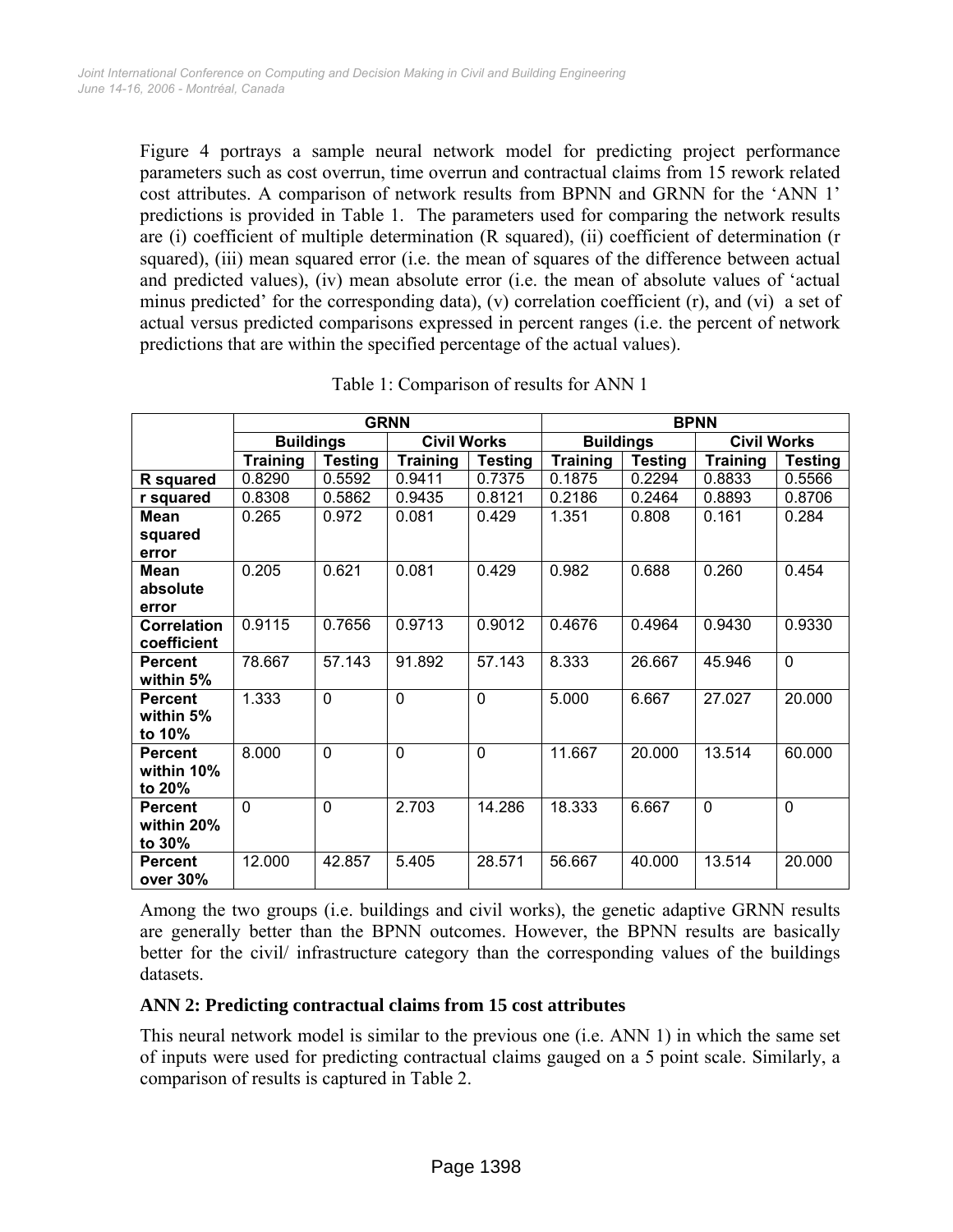Figure 4 portrays a sample neural network model for predicting project performance parameters such as cost overrun, time overrun and contractual claims from 15 rework related cost attributes. A comparison of network results from BPNN and GRNN for the 'ANN 1' predictions is provided in Table 1. The parameters used for comparing the network results are (i) coefficient of multiple determination (R squared), (ii) coefficient of determination (r squared), (iii) mean squared error (i.e. the mean of squares of the difference between actual and predicted values), (iv) mean absolute error (i.e. the mean of absolute values of 'actual minus predicted' for the corresponding data), (v) correlation coefficient (r), and (vi) a set of actual versus predicted comparisons expressed in percent ranges (i.e. the percent of network predictions that are within the specified percentage of the actual values).

Table 1: Comparison of results for ANN 1

| | GRNN | | | | BPNN | | | |
|---|---|---|---|---|---|---|---|---|
| | Buildings | | Civil Works | | Buildings | | Civil Works | |
| | Training | Testing | Training | Testing | Training | Testing | Training | Testing |
| **R squared** | 0.8290 | 0.5592 | 0.9411 | 0.7375 | 0.1875 | 0.2294 | 0.8833 | 0.5566 |
| **r squared** | 0.8308 | 0.5862 | 0.9435 | 0.8121 | 0.2186 | 0.2464 | 0.8893 | 0.8706 |
| **Mean squared error** | 0.265 | 0.972 | 0.081 | 0.429 | 1.351 | 0.808 | 0.161 | 0.284 |
| **Mean absolute error** | 0.205 | 0.621 | 0.081 | 0.429 | 0.982 | 0.688 | 0.260 | 0.454 |
| **Correlation coefficient** | 0.9115 | 0.7656 | 0.9713 | 0.9012 | 0.4676 | 0.4964 | 0.9430 | 0.9330 |
| **Percent within 5%** | 78.667 | 57.143 | 91.892 | 57.143 | 8.333 | 26.667 | 45.946 | 0 |
| **Percent within 5% to 10%** | 1.333 | 0 | 0 | 0 | 5.000 | 6.667 | 27.027 | 20.000 |
| **Percent within 10% to 20%** | 8.000 | 0 | 0 | 0 | 11.667 | 20.000 | 13.514 | 60.000 |
| **Percent within 20% to 30%** | 0 | 0 | 2.703 | 14.286 | 18.333 | 6.667 | 0 | 0 |
| **Percent over 30%** | 12.000 | 42.857 | 5.405 | 28.571 | 56.667 | 40.000 | 13.514 | 20.000 |

Among the two groups (i.e. buildings and civil works), the genetic adaptive GRNN results are generally better than the BPNN outcomes. However, the BPNN results are basically better for the civil/ infrastructure category than the corresponding values of the buildings datasets.

### ANN 2: Predicting contractual claims from 15 cost attributes

This neural network model is similar to the previous one (i.e. ANN 1) in which the same set of inputs were used for predicting contractual claims gauged on a 5 point scale. Similarly, a comparison of results is captured in Table 2.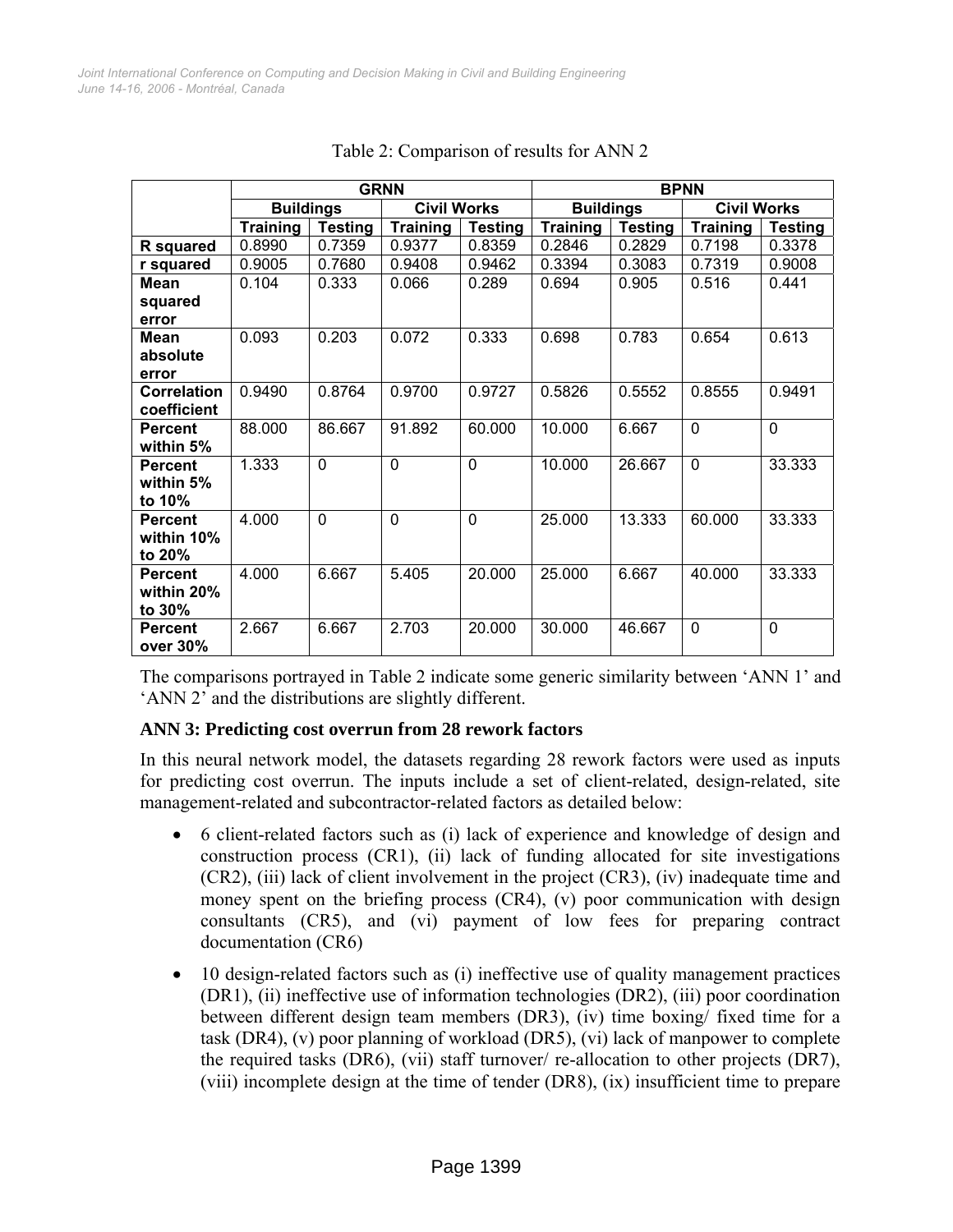Table 2: Comparison of results for ANN 2

| | GRNN | | | | BPNN | | | |
|---|---|---|---|---|---|---|---|---|
| | Buildings | | Civil Works | | Buildings | | Civil Works | |
| | Training | Testing | Training | Testing | Training | Testing | Training | Testing |
| **R squared** | 0.8990 | 0.7359 | 0.9377 | 0.8359 | 0.2846 | 0.2829 | 0.7198 | 0.3378 |
| **r squared** | 0.9005 | 0.7680 | 0.9408 | 0.9462 | 0.3394 | 0.3083 | 0.7319 | 0.9008 |
| **Mean squared error** | 0.104 | 0.333 | 0.066 | 0.289 | 0.694 | 0.905 | 0.516 | 0.441 |
| **Mean absolute error** | 0.093 | 0.203 | 0.072 | 0.333 | 0.698 | 0.783 | 0.654 | 0.613 |
| **Correlation coefficient** | 0.9490 | 0.8764 | 0.9700 | 0.9727 | 0.5826 | 0.5552 | 0.8555 | 0.9491 |
| **Percent within 5%** | 88.000 | 86.667 | 91.892 | 60.000 | 10.000 | 6.667 | 0 | 0 |
| **Percent within 5% to 10%** | 1.333 | 0 | 0 | 0 | 10.000 | 26.667 | 0 | 33.333 |
| **Percent within 10% to 20%** | 4.000 | 0 | 0 | 0 | 25.000 | 13.333 | 60.000 | 33.333 |
| **Percent within 20% to 30%** | 4.000 | 6.667 | 5.405 | 20.000 | 25.000 | 6.667 | 40.000 | 33.333 |
| **Percent over 30%** | 2.667 | 6.667 | 2.703 | 20.000 | 30.000 | 46.667 | 0 | 0 |

The comparisons portrayed in Table 2 indicate some generic similarity between 'ANN 1' and 'ANN 2' and the distributions are slightly different.

**ANN 3: Predicting cost overrun from 28 rework factors**

In this neural network model, the datasets regarding 28 rework factors were used as inputs for predicting cost overrun. The inputs include a set of client-related, design-related, site management-related and subcontractor-related factors as detailed below:

- 6 client-related factors such as (i) lack of experience and knowledge of design and construction process (CR1), (ii) lack of funding allocated for site investigations (CR2), (iii) lack of client involvement in the project (CR3), (iv) inadequate time and money spent on the briefing process (CR4), (v) poor communication with design consultants (CR5), and (vi) payment of low fees for preparing contract documentation (CR6)
- 10 design-related factors such as (i) ineffective use of quality management practices (DR1), (ii) ineffective use of information technologies (DR2), (iii) poor coordination between different design team members (DR3), (iv) time boxing/ fixed time for a task (DR4), (v) poor planning of workload (DR5), (vi) lack of manpower to complete the required tasks (DR6), (vii) staff turnover/ re-allocation to other projects (DR7), (viii) incomplete design at the time of tender (DR8), (ix) insufficient time to prepare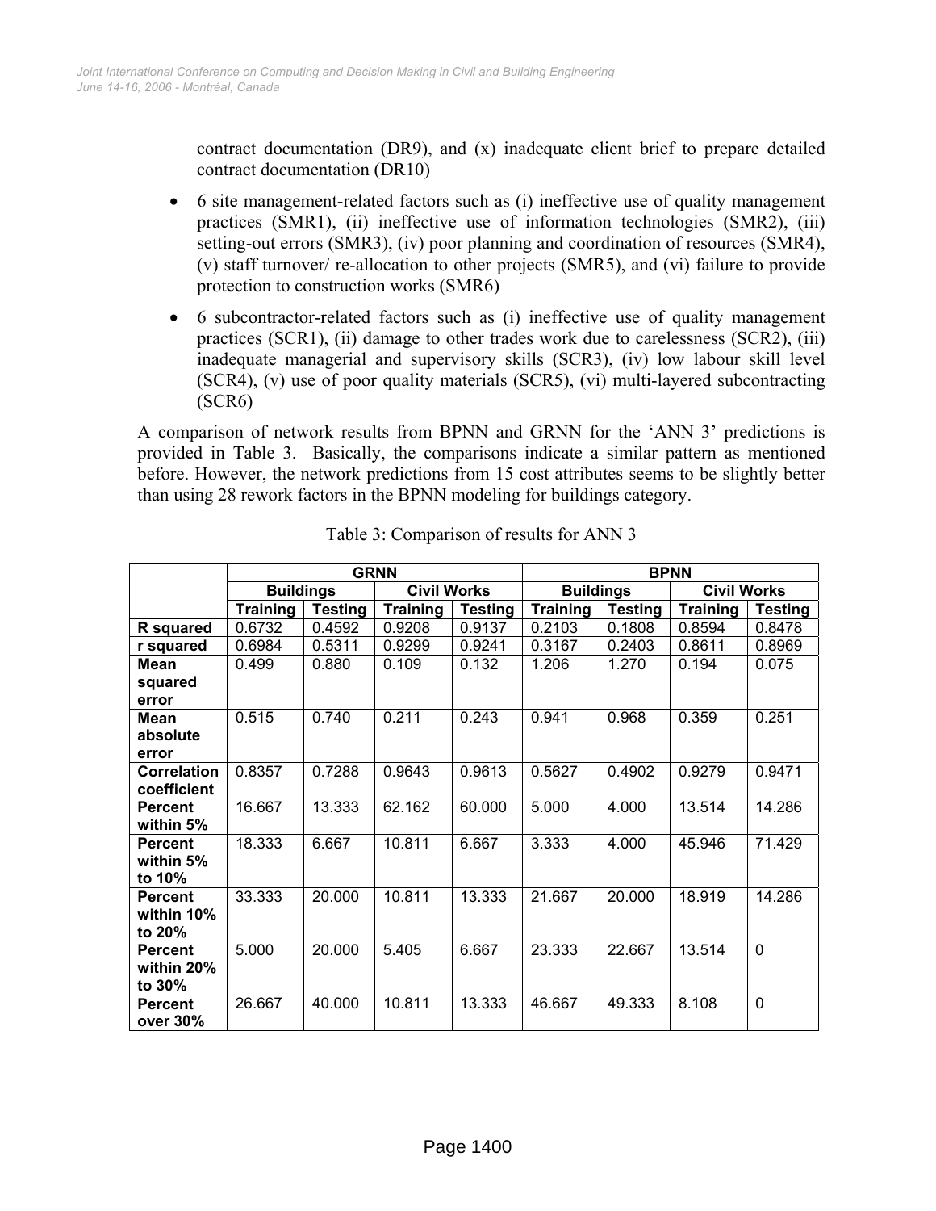contract documentation (DR9), and (x) inadequate client brief to prepare detailed contract documentation (DR10)

- 6 site management-related factors such as (i) ineffective use of quality management practices (SMR1), (ii) ineffective use of information technologies (SMR2), (iii) setting-out errors (SMR3), (iv) poor planning and coordination of resources (SMR4), (v) staff turnover/ re-allocation to other projects (SMR5), and (vi) failure to provide protection to construction works (SMR6)
- 6 subcontractor-related factors such as (i) ineffective use of quality management practices (SCR1), (ii) damage to other trades work due to carelessness (SCR2), (iii) inadequate managerial and supervisory skills (SCR3), (iv) low labour skill level (SCR4), (v) use of poor quality materials (SCR5), (vi) multi-layered subcontracting (SCR6)

A comparison of network results from BPNN and GRNN for the 'ANN 3' predictions is provided in Table 3. Basically, the comparisons indicate a similar pattern as mentioned before. However, the network predictions from 15 cost attributes seems to be slightly better than using 28 rework factors in the BPNN modeling for buildings category.

Table 3: Comparison of results for ANN 3

| | GRNN | | | | BPNN | | | |
|---|---|---|---|---|---|---|---|---|
| | Buildings | | Civil Works | | Buildings | | Civil Works | |
| | Training | Testing | Training | Testing | Training | Testing | Training | Testing |
| **R squared** | 0.6732 | 0.4592 | 0.9208 | 0.9137 | 0.2103 | 0.1808 | 0.8594 | 0.8478 |
| **r squared** | 0.6984 | 0.5311 | 0.9299 | 0.9241 | 0.3167 | 0.2403 | 0.8611 | 0.8969 |
| **Mean squared error** | 0.499 | 0.880 | 0.109 | 0.132 | 1.206 | 1.270 | 0.194 | 0.075 |
| **Mean absolute error** | 0.515 | 0.740 | 0.211 | 0.243 | 0.941 | 0.968 | 0.359 | 0.251 |
| **Correlation coefficient** | 0.8357 | 0.7288 | 0.9643 | 0.9613 | 0.5627 | 0.4902 | 0.9279 | 0.9471 |
| **Percent within 5%** | 16.667 | 13.333 | 62.162 | 60.000 | 5.000 | 4.000 | 13.514 | 14.286 |
| **Percent within 5% to 10%** | 18.333 | 6.667 | 10.811 | 6.667 | 3.333 | 4.000 | 45.946 | 71.429 |
| **Percent within 10% to 20%** | 33.333 | 20.000 | 10.811 | 13.333 | 21.667 | 20.000 | 18.919 | 14.286 |
| **Percent within 20% to 30%** | 5.000 | 20.000 | 5.405 | 6.667 | 23.333 | 22.667 | 13.514 | 0 |
| **Percent over 30%** | 26.667 | 40.000 | 10.811 | 13.333 | 46.667 | 49.333 | 8.108 | 0 |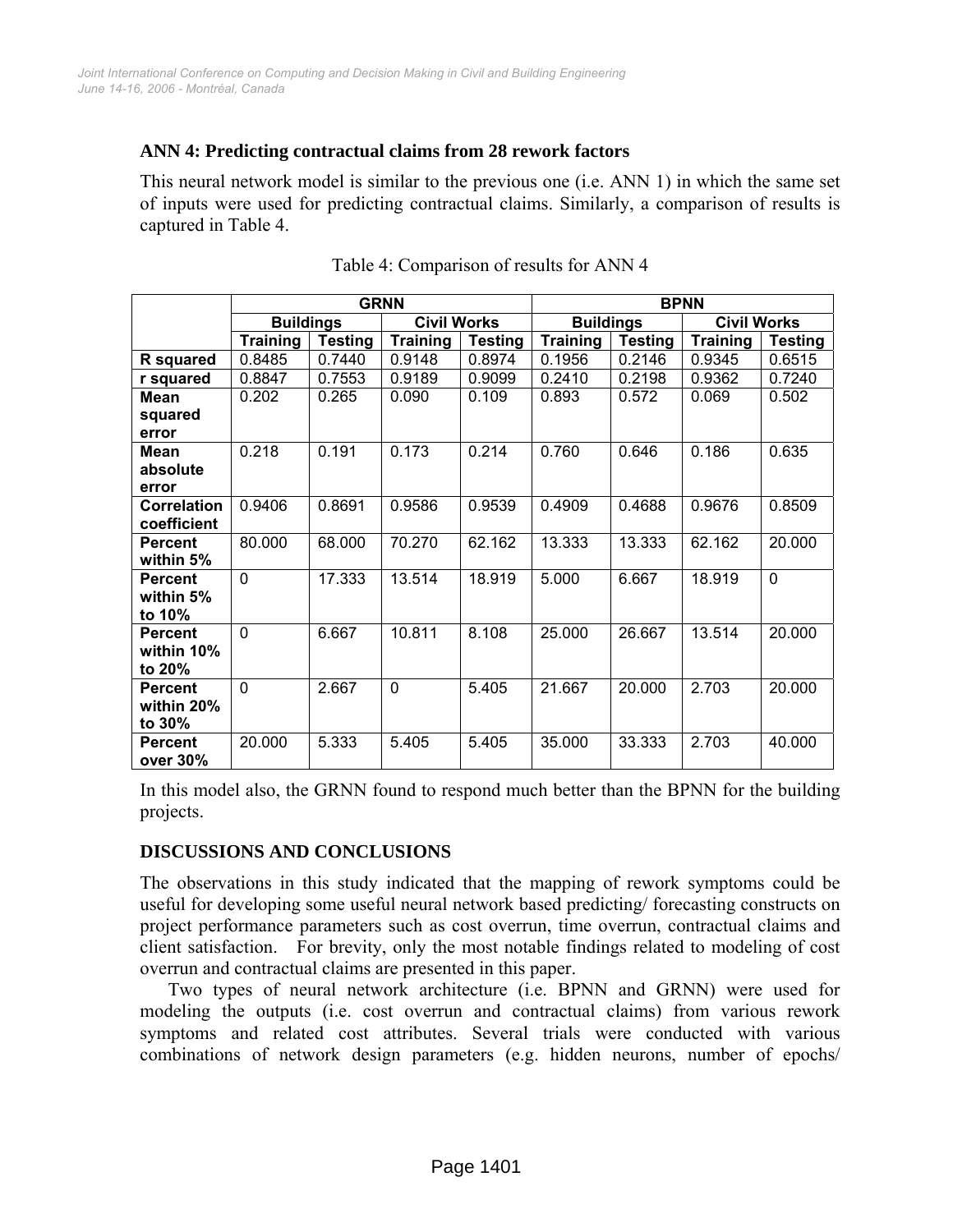### ANN 4: Predicting contractual claims from 28 rework factors

This neural network model is similar to the previous one (i.e. ANN 1) in which the same set of inputs were used for predicting contractual claims. Similarly, a comparison of results is captured in Table 4.

Table 4: Comparison of results for ANN 4

| | GRNN | | | | BPNN | | | |
|---|---|---|---|---|---|---|---|---|
| | Buildings | | Civil Works | | Buildings | | Civil Works | |
| | Training | Testing | Training | Testing | Training | Testing | Training | Testing |
| **R squared** | 0.8485 | 0.7440 | 0.9148 | 0.8974 | 0.1956 | 0.2146 | 0.9345 | 0.6515 |
| **r squared** | 0.8847 | 0.7553 | 0.9189 | 0.9099 | 0.2410 | 0.2198 | 0.9362 | 0.7240 |
| **Mean squared error** | 0.202 | 0.265 | 0.090 | 0.109 | 0.893 | 0.572 | 0.069 | 0.502 |
| **Mean absolute error** | 0.218 | 0.191 | 0.173 | 0.214 | 0.760 | 0.646 | 0.186 | 0.635 |
| **Correlation coefficient** | 0.9406 | 0.8691 | 0.9586 | 0.9539 | 0.4909 | 0.4688 | 0.9676 | 0.8509 |
| **Percent within 5%** | 80.000 | 68.000 | 70.270 | 62.162 | 13.333 | 13.333 | 62.162 | 20.000 |
| **Percent within 5% to 10%** | 0 | 17.333 | 13.514 | 18.919 | 5.000 | 6.667 | 18.919 | 0 |
| **Percent within 10% to 20%** | 0 | 6.667 | 10.811 | 8.108 | 25.000 | 26.667 | 13.514 | 20.000 |
| **Percent within 20% to 30%** | 0 | 2.667 | 0 | 5.405 | 21.667 | 20.000 | 2.703 | 20.000 |
| **Percent over 30%** | 20.000 | 5.333 | 5.405 | 5.405 | 35.000 | 33.333 | 2.703 | 40.000 |

In this model also, the GRNN found to respond much better than the BPNN for the building projects.

## DISCUSSIONS AND CONCLUSIONS

The observations in this study indicated that the mapping of rework symptoms could be useful for developing some useful neural network based predicting/ forecasting constructs on project performance parameters such as cost overrun, time overrun, contractual claims and client satisfaction. For brevity, only the most notable findings related to modeling of cost overrun and contractual claims are presented in this paper.

Two types of neural network architecture (i.e. BPNN and GRNN) were used for modeling the outputs (i.e. cost overrun and contractual claims) from various rework symptoms and related cost attributes. Several trials were conducted with various combinations of network design parameters (e.g. hidden neurons, number of epochs/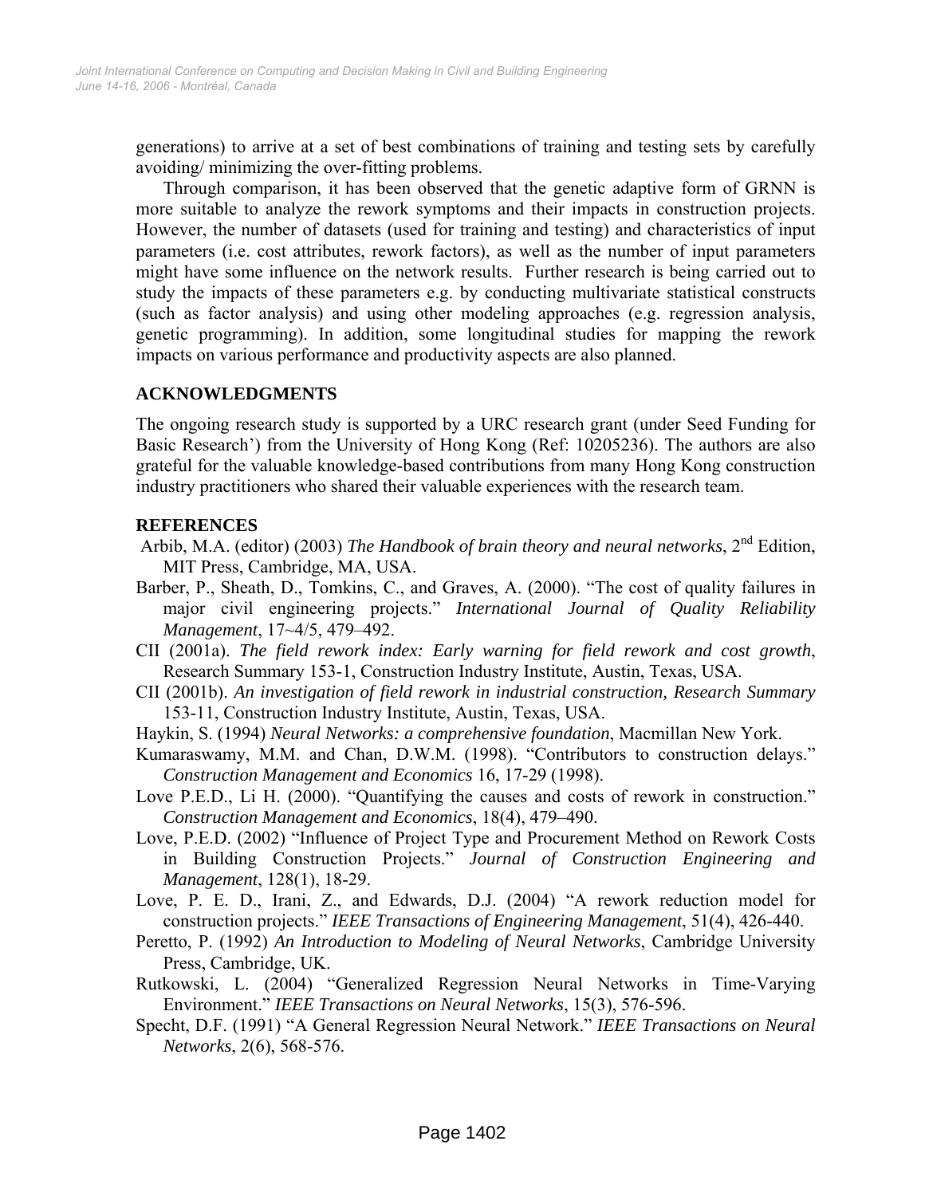generations) to arrive at a set of best combinations of training and testing sets by carefully avoiding/ minimizing the over-fitting problems.

Through comparison, it has been observed that the genetic adaptive form of GRNN is more suitable to analyze the rework symptoms and their impacts in construction projects. However, the number of datasets (used for training and testing) and characteristics of input parameters (i.e. cost attributes, rework factors), as well as the number of input parameters might have some influence on the network results. Further research is being carried out to study the impacts of these parameters e.g. by conducting multivariate statistical constructs (such as factor analysis) and using other modeling approaches (e.g. regression analysis, genetic programming). In addition, some longitudinal studies for mapping the rework impacts on various performance and productivity aspects are also planned.

## ACKNOWLEDGMENTS

The ongoing research study is supported by a URC research grant (under Seed Funding for Basic Research') from the University of Hong Kong (Ref: 10205236). The authors are also grateful for the valuable knowledge-based contributions from many Hong Kong construction industry practitioners who shared their valuable experiences with the research team.

## REFERENCES

Arbib, M.A. (editor) (2003) *The Handbook of brain theory and neural networks*, 2nd Edition, MIT Press, Cambridge, MA, USA.

Barber, P., Sheath, D., Tomkins, C., and Graves, A. (2000). "The cost of quality failures in major civil engineering projects." *International Journal of Quality Reliability Management*, 17~4/5, 479–492.

CII (2001a). *The field rework index: Early warning for field rework and cost growth*, Research Summary 153-1, Construction Industry Institute, Austin, Texas, USA.

CII (2001b). *An investigation of field rework in industrial construction, Research Summary* 153-11, Construction Industry Institute, Austin, Texas, USA.

Haykin, S. (1994) *Neural Networks: a comprehensive foundation*, Macmillan New York.

Kumaraswamy, M.M. and Chan, D.W.M. (1998). "Contributors to construction delays." *Construction Management and Economics* 16, 17-29 (1998).

Love P.E.D., Li H. (2000). "Quantifying the causes and costs of rework in construction." *Construction Management and Economics*, 18(4), 479–490.

Love, P.E.D. (2002) "Influence of Project Type and Procurement Method on Rework Costs in Building Construction Projects." *Journal of Construction Engineering and Management*, 128(1), 18-29.

Love, P. E. D., Irani, Z., and Edwards, D.J. (2004) "A rework reduction model for construction projects." *IEEE Transactions of Engineering Management*, 51(4), 426-440.

Peretto, P. (1992) *An Introduction to Modeling of Neural Networks*, Cambridge University Press, Cambridge, UK.

Rutkowski, L. (2004) "Generalized Regression Neural Networks in Time-Varying Environment." *IEEE Transactions on Neural Networks*, 15(3), 576-596.

Specht, D.F. (1991) "A General Regression Neural Network." *IEEE Transactions on Neural Networks*, 2(6), 568-576.